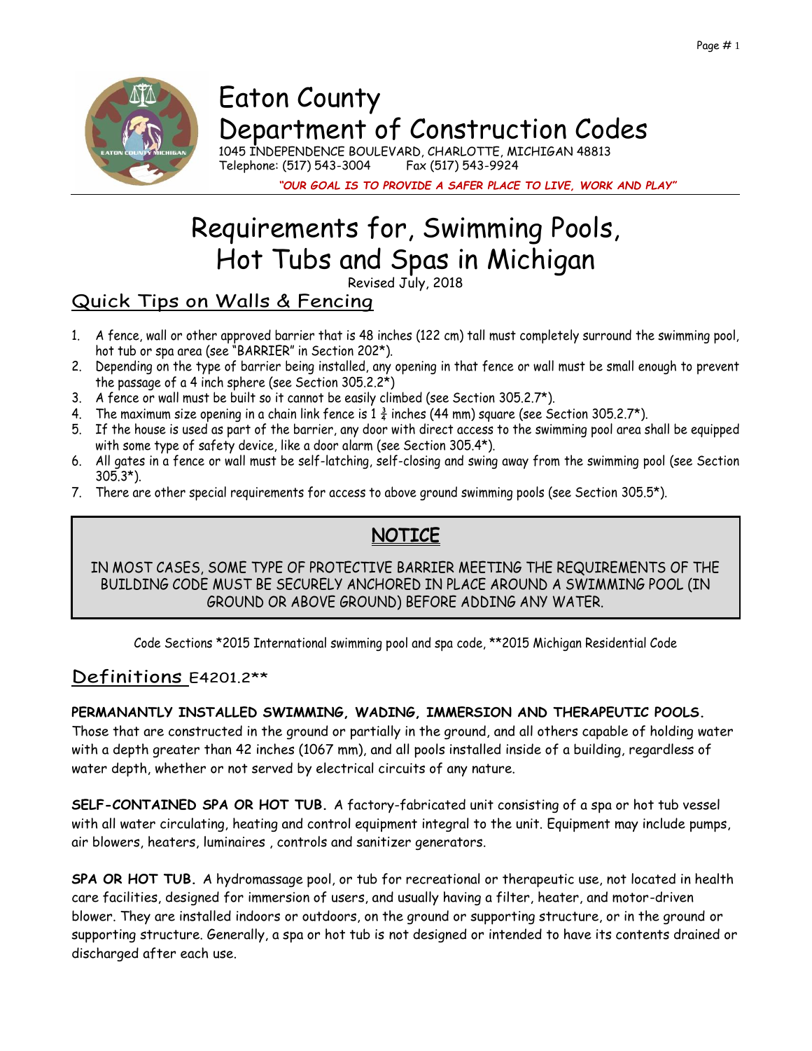# Eaton County Department of Construction Codes

1045 INDEPENDENCE BOULEVARD, CHARLOTTE, MICHIGAN 48813
Telephone: (517) 543-3004 Fax (517) 543-9924

***"OUR GOAL IS TO PROVIDE A SAFER PLACE TO LIVE, WORK AND PLAY"***

# Requirements for, Swimming Pools, Hot Tubs and Spas in Michigan

Revised July, 2018

## Quick Tips on Walls & Fencing

1. A fence, wall or other approved barrier that is 48 inches (122 cm) tall must completely surround the swimming pool, hot tub or spa area (see "BARRIER" in Section 202*).
2. Depending on the type of barrier being installed, any opening in that fence or wall must be small enough to prevent the passage of a 4 inch sphere (see Section 305.2.2*)
3. A fence or wall must be built so it cannot be easily climbed (see Section 305.2.7*).
4. The maximum size opening in a chain link fence is 1 ¾ inches (44 mm) square (see Section 305.2.7*).
5. If the house is used as part of the barrier, any door with direct access to the swimming pool area shall be equipped with some type of safety device, like a door alarm (see Section 305.4*).
6. All gates in a fence or wall must be self-latching, self-closing and swing away from the swimming pool (see Section 305.3*).
7. There are other special requirements for access to above ground swimming pools (see Section 305.5*).

**NOTICE**

IN MOST CASES, SOME TYPE OF PROTECTIVE BARRIER MEETING THE REQUIREMENTS OF THE BUILDING CODE MUST BE SECURELY ANCHORED IN PLACE AROUND A SWIMMING POOL (IN GROUND OR ABOVE GROUND) BEFORE ADDING ANY WATER.

Code Sections *2015 International swimming pool and spa code, **2015 Michigan Residential Code

## Definitions E4201.2**

**PERMANANTLY INSTALLED SWIMMING, WADING, IMMERSION AND THERAPEUTIC POOLS.** Those that are constructed in the ground or partially in the ground, and all others capable of holding water with a depth greater than 42 inches (1067 mm), and all pools installed inside of a building, regardless of water depth, whether or not served by electrical circuits of any nature.

**SELF-CONTAINED SPA OR HOT TUB.** A factory-fabricated unit consisting of a spa or hot tub vessel with all water circulating, heating and control equipment integral to the unit. Equipment may include pumps, air blowers, heaters, luminaires , controls and sanitizer generators.

**SPA OR HOT TUB.** A hydromassage pool, or tub for recreational or therapeutic use, not located in health care facilities, designed for immersion of users, and usually having a filter, heater, and motor-driven blower. They are installed indoors or outdoors, on the ground or supporting structure, or in the ground or supporting structure. Generally, a spa or hot tub is not designed or intended to have its contents drained or discharged after each use.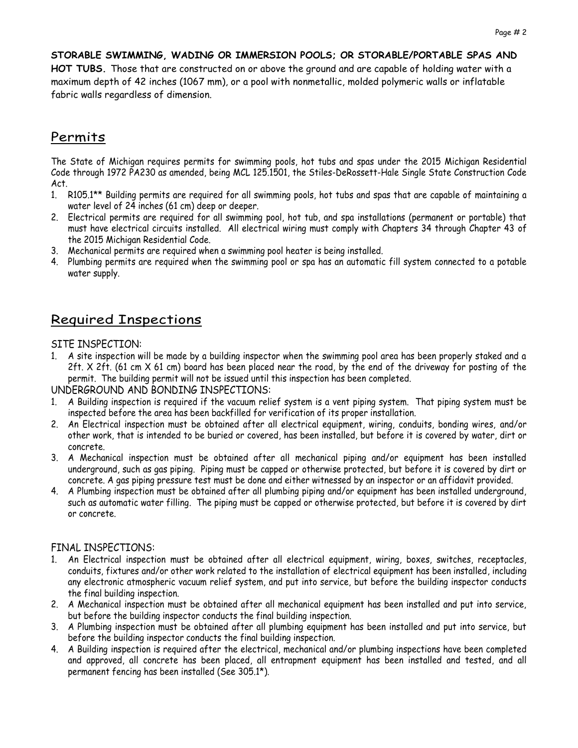**STORABLE SWIMMING, WADING OR IMMERSION POOLS; OR STORABLE/PORTABLE SPAS AND HOT TUBS.** Those that are constructed on or above the ground and are capable of holding water with a maximum depth of 42 inches (1067 mm), or a pool with nonmetallic, molded polymeric walls or inflatable fabric walls regardless of dimension.

## Permits

The State of Michigan requires permits for swimming pools, hot tubs and spas under the 2015 Michigan Residential Code through 1972 PA230 as amended, being MCL 125.1501, the Stiles-DeRossett-Hale Single State Construction Code Act.

1. R105.1** Building permits are required for all swimming pools, hot tubs and spas that are capable of maintaining a water level of 24 inches (61 cm) deep or deeper.
2. Electrical permits are required for all swimming pool, hot tub, and spa installations (permanent or portable) that must have electrical circuits installed. All electrical wiring must comply with Chapters 34 through Chapter 43 of the 2015 Michigan Residential Code.
3. Mechanical permits are required when a swimming pool heater is being installed.
4. Plumbing permits are required when the swimming pool or spa has an automatic fill system connected to a potable water supply.

## Required Inspections

SITE INSPECTION:

1. A site inspection will be made by a building inspector when the swimming pool area has been properly staked and a 2ft. X 2ft. (61 cm X 61 cm) board has been placed near the road, by the end of the driveway for posting of the permit. The building permit will not be issued until this inspection has been completed.

UNDERGROUND AND BONDING INSPECTIONS:

1. A Building inspection is required if the vacuum relief system is a vent piping system. That piping system must be inspected before the area has been backfilled for verification of its proper installation.
2. An Electrical inspection must be obtained after all electrical equipment, wiring, conduits, bonding wires, and/or other work, that is intended to be buried or covered, has been installed, but before it is covered by water, dirt or concrete.
3. A Mechanical inspection must be obtained after all mechanical piping and/or equipment has been installed underground, such as gas piping. Piping must be capped or otherwise protected, but before it is covered by dirt or concrete. A gas piping pressure test must be done and either witnessed by an inspector or an affidavit provided.
4. A Plumbing inspection must be obtained after all plumbing piping and/or equipment has been installed underground, such as automatic water filling. The piping must be capped or otherwise protected, but before it is covered by dirt or concrete.

FINAL INSPECTIONS:

1. An Electrical inspection must be obtained after all electrical equipment, wiring, boxes, switches, receptacles, conduits, fixtures and/or other work related to the installation of electrical equipment has been installed, including any electronic atmospheric vacuum relief system, and put into service, but before the building inspector conducts the final building inspection.
2. A Mechanical inspection must be obtained after all mechanical equipment has been installed and put into service, but before the building inspector conducts the final building inspection.
3. A Plumbing inspection must be obtained after all plumbing equipment has been installed and put into service, but before the building inspector conducts the final building inspection.
4. A Building inspection is required after the electrical, mechanical and/or plumbing inspections have been completed and approved, all concrete has been placed, all entrapment equipment has been installed and tested, and all permanent fencing has been installed (See 305.1*).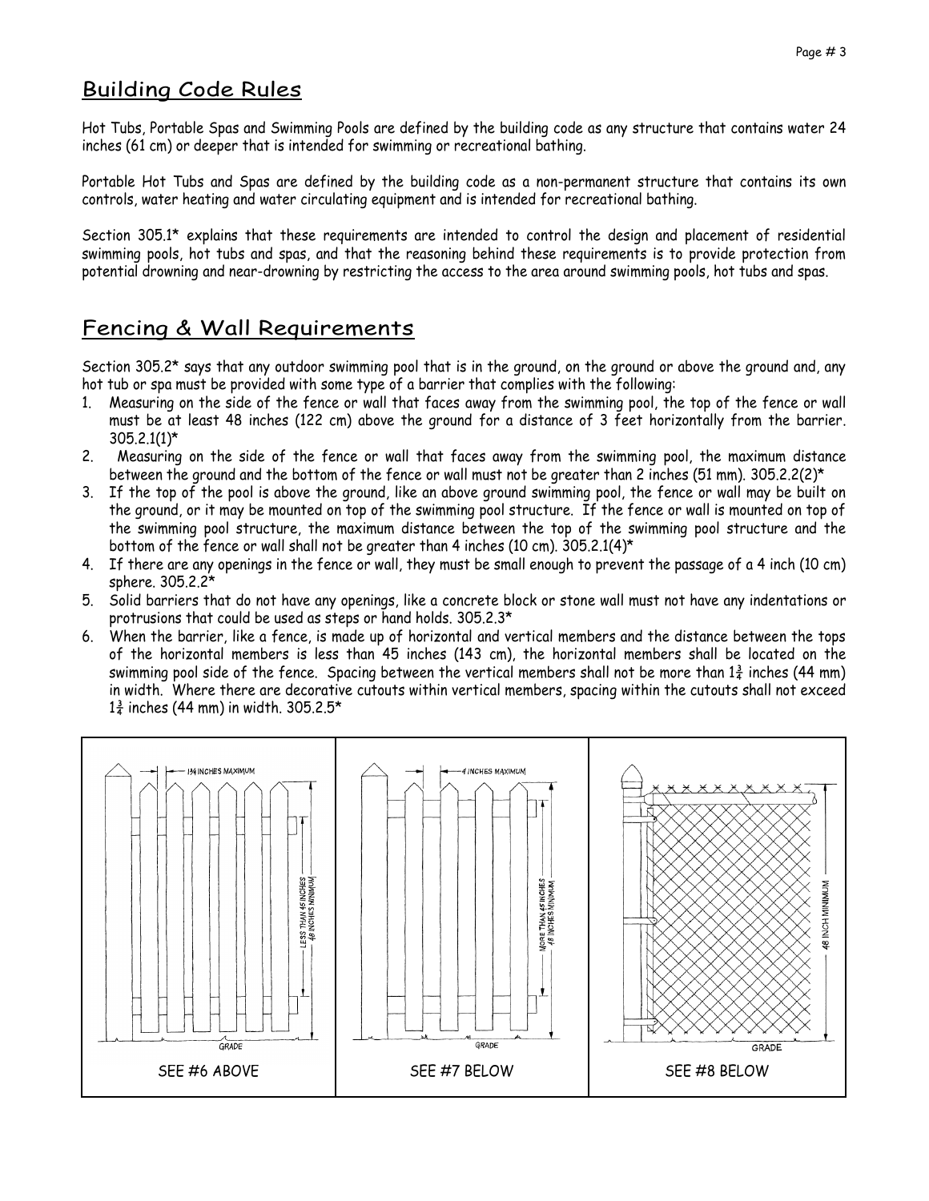## Building Code Rules

Hot Tubs, Portable Spas and Swimming Pools are defined by the building code as any structure that contains water 24 inches (61 cm) or deeper that is intended for swimming or recreational bathing.

Portable Hot Tubs and Spas are defined by the building code as a non-permanent structure that contains its own controls, water heating and water circulating equipment and is intended for recreational bathing.

Section 305.1* explains that these requirements are intended to control the design and placement of residential swimming pools, hot tubs and spas, and that the reasoning behind these requirements is to provide protection from potential drowning and near-drowning by restricting the access to the area around swimming pools, hot tubs and spas.

## Fencing & Wall Requirements

Section 305.2* says that any outdoor swimming pool that is in the ground, on the ground or above the ground and, any hot tub or spa must be provided with some type of a barrier that complies with the following:

1. Measuring on the side of the fence or wall that faces away from the swimming pool, the top of the fence or wall must be at least 48 inches (122 cm) above the ground for a distance of 3 feet horizontally from the barrier. 305.2.1(1)*
2. Measuring on the side of the fence or wall that faces away from the swimming pool, the maximum distance between the ground and the bottom of the fence or wall must not be greater than 2 inches (51 mm). 305.2.2(2)*
3. If the top of the pool is above the ground, like an above ground swimming pool, the fence or wall may be built on the ground, or it may be mounted on top of the swimming pool structure. If the fence or wall is mounted on top of the swimming pool structure, the maximum distance between the top of the swimming pool structure and the bottom of the fence or wall shall not be greater than 4 inches (10 cm). 305.2.1(4)*
4. If there are any openings in the fence or wall, they must be small enough to prevent the passage of a 4 inch (10 cm) sphere. 305.2.2*
5. Solid barriers that do not have any openings, like a concrete block or stone wall must not have any indentations or protrusions that could be used as steps or hand holds. 305.2.3*
6. When the barrier, like a fence, is made up of horizontal and vertical members and the distance between the tops of the horizontal members is less than 45 inches (143 cm), the horizontal members shall be located on the swimming pool side of the fence. Spacing between the vertical members shall not be more than 1¾ inches (44 mm) in width. Where there are decorative cutouts within vertical members, spacing within the cutouts shall not exceed 1¾ inches (44 mm) in width. 305.2.5*

1¾ INCHES MAXIMUM
LESS THAN 45 INCHES
48 INCHES MINIMUM
GRADE
SEE #6 ABOVE

4 INCHES MAXIMUM
MORE THAN 45 INCHES
48 INCHES MINIMUM
GRADE
SEE #7 BELOW

48 INCH MINIMUM
GRADE
SEE #8 BELOW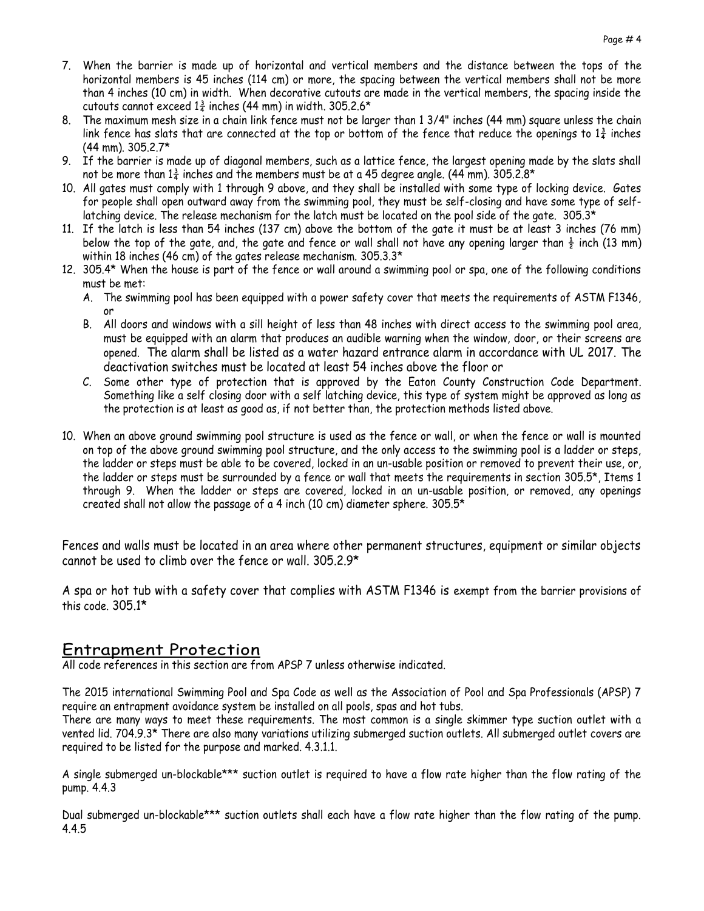7. When the barrier is made up of horizontal and vertical members and the distance between the tops of the horizontal members is 45 inches (114 cm) or more, the spacing between the vertical members shall not be more than 4 inches (10 cm) in width. When decorative cutouts are made in the vertical members, the spacing inside the cutouts cannot exceed 1¾ inches (44 mm) in width. 305.2.6*
8. The maximum mesh size in a chain link fence must not be larger than 1 3/4" inches (44 mm) square unless the chain link fence has slats that are connected at the top or bottom of the fence that reduce the openings to 1¾ inches (44 mm). 305.2.7*
9. If the barrier is made up of diagonal members, such as a lattice fence, the largest opening made by the slats shall not be more than 1¾ inches and the members must be at a 45 degree angle. (44 mm). 305.2.8*
10. All gates must comply with 1 through 9 above, and they shall be installed with some type of locking device. Gates for people shall open outward away from the swimming pool, they must be self-closing and have some type of self-latching device. The release mechanism for the latch must be located on the pool side of the gate. 305.3*
11. If the latch is less than 54 inches (137 cm) above the bottom of the gate it must be at least 3 inches (76 mm) below the top of the gate, and, the gate and fence or wall shall not have any opening larger than ½ inch (13 mm) within 18 inches (46 cm) of the gates release mechanism. 305.3.3*
12. 305.4* When the house is part of the fence or wall around a swimming pool or spa, one of the following conditions must be met:
    A. The swimming pool has been equipped with a power safety cover that meets the requirements of ASTM F1346, or
    B. All doors and windows with a sill height of less than 48 inches with direct access to the swimming pool area, must be equipped with an alarm that produces an audible warning when the window, door, or their screens are opened. The alarm shall be listed as a water hazard entrance alarm in accordance with UL 2017. The deactivation switches must be located at least 54 inches above the floor or
    C. Some other type of protection that is approved by the Eaton County Construction Code Department. Something like a self closing door with a self latching device, this type of system might be approved as long as the protection is at least as good as, if not better than, the protection methods listed above.

10. When an above ground swimming pool structure is used as the fence or wall, or when the fence or wall is mounted on top of the above ground swimming pool structure, and the only access to the swimming pool is a ladder or steps, the ladder or steps must be able to be covered, locked in an un-usable position or removed to prevent their use, or, the ladder or steps must be surrounded by a fence or wall that meets the requirements in section 305.5*, Items 1 through 9. When the ladder or steps are covered, locked in an un-usable position, or removed, any openings created shall not allow the passage of a 4 inch (10 cm) diameter sphere. 305.5*

Fences and walls must be located in an area where other permanent structures, equipment or similar objects cannot be used to climb over the fence or wall. 305.2.9*

A spa or hot tub with a safety cover that complies with ASTM F1346 is exempt from the barrier provisions of this code. 305.1*

## Entrapment Protection

All code references in this section are from APSP 7 unless otherwise indicated.

The 2015 international Swimming Pool and Spa Code as well as the Association of Pool and Spa Professionals (APSP) 7 require an entrapment avoidance system be installed on all pools, spas and hot tubs.

There are many ways to meet these requirements. The most common is a single skimmer type suction outlet with a vented lid. 704.9.3* There are also many variations utilizing submerged suction outlets. All submerged outlet covers are required to be listed for the purpose and marked. 4.3.1.1.

A single submerged un-blockable*** suction outlet is required to have a flow rate higher than the flow rating of the pump. 4.4.3

Dual submerged un-blockable*** suction outlets shall each have a flow rate higher than the flow rating of the pump. 4.4.5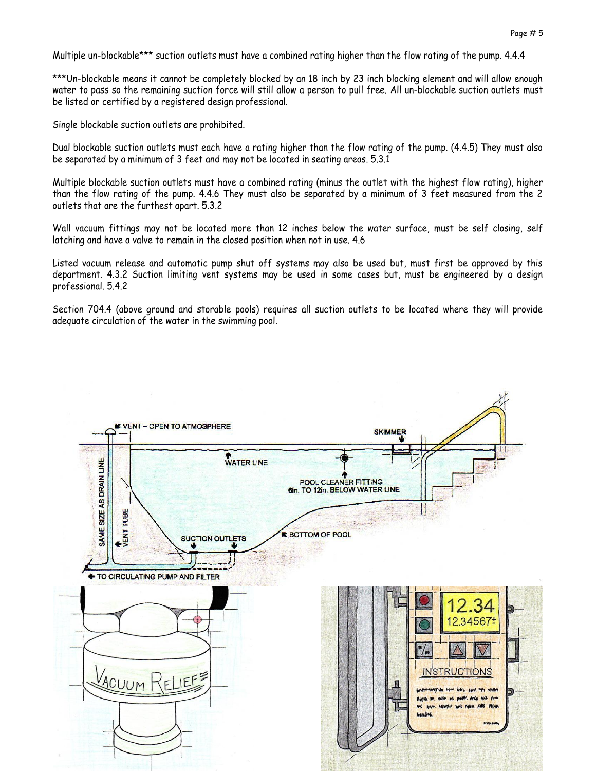Multiple un-blockable*** suction outlets must have a combined rating higher than the flow rating of the pump. 4.4.4

***Un-blockable means it cannot be completely blocked by an 18 inch by 23 inch blocking element and will allow enough water to pass so the remaining suction force will still allow a person to pull free. All un-blockable suction outlets must be listed or certified by a registered design professional.

Single blockable suction outlets are prohibited.

Dual blockable suction outlets must each have a rating higher than the flow rating of the pump. (4.4.5) They must also be separated by a minimum of 3 feet and may not be located in seating areas. 5.3.1

Multiple blockable suction outlets must have a combined rating (minus the outlet with the highest flow rating), higher than the flow rating of the pump. 4.4.6 They must also be separated by a minimum of 3 feet measured from the 2 outlets that are the furthest apart. 5.3.2

Wall vacuum fittings may not be located more than 12 inches below the water surface, must be self closing, self latching and have a valve to remain in the closed position when not in use. 4.6

Listed vacuum release and automatic pump shut off systems may also be used but, must first be approved by this department. 4.3.2 Suction limiting vent systems may be used in some cases but, must be engineered by a design professional. 5.4.2

Section 704.4 (above ground and storable pools) requires all suction outlets to be located where they will provide adequate circulation of the water in the swimming pool.

VENT – OPEN TO ATMOSPHERE

SKIMMER

WATER LINE

POOL CLEANER FITTING
6in. TO 12in. BELOW WATER LINE

SAME SIZE AS DRAIN LINE

VENT TUBE

SUCTION OUTLETS

BOTTOM OF POOL

TO CIRCULATING PUMP AND FILTER

VACUUM RELIEF

12.34
12.34567±

INSTRUCTIONS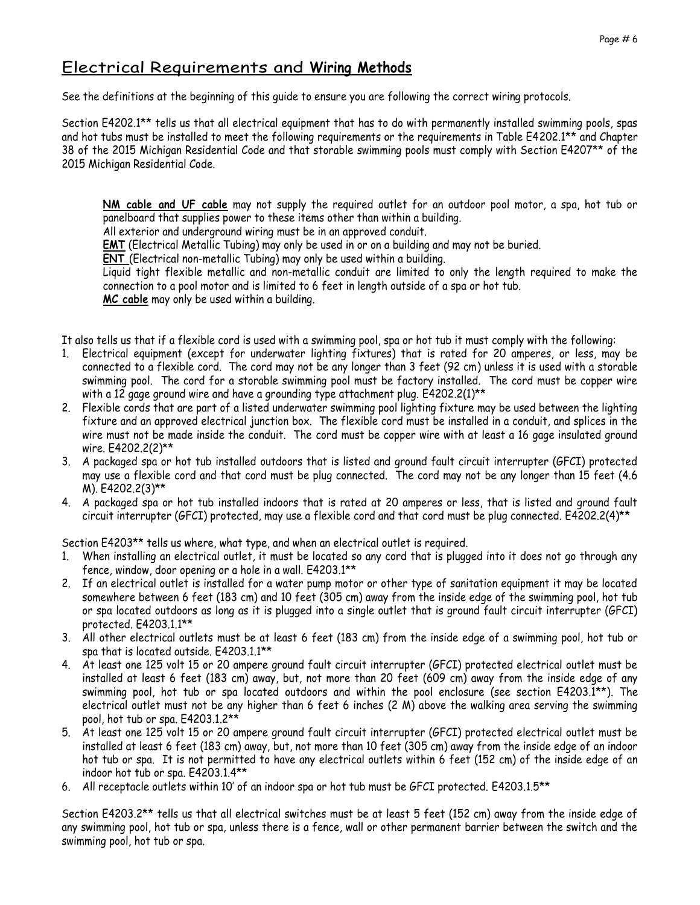## Electrical Requirements and **Wiring Methods**

See the definitions at the beginning of this guide to ensure you are following the correct wiring protocols.

Section E4202.1** tells us that all electrical equipment that has to do with permanently installed swimming pools, spas and hot tubs must be installed to meet the following requirements or the requirements in Table E4202.1** and Chapter 38 of the 2015 Michigan Residential Code and that storable swimming pools must comply with Section E4207** of the 2015 Michigan Residential Code.

> **NM cable and UF cable** may not supply the required outlet for an outdoor pool motor, a spa, hot tub or panelboard that supplies power to these items other than within a building.
> All exterior and underground wiring must be in an approved conduit.
> **EMT** (Electrical Metallic Tubing) may only be used in or on a building and may not be buried.
> **ENT** (Electrical non-metallic Tubing) may only be used within a building.
> Liquid tight flexible metallic and non-metallic conduit are limited to only the length required to make the connection to a pool motor and is limited to 6 feet in length outside of a spa or hot tub.
> **MC cable** may only be used within a building.

It also tells us that if a flexible cord is used with a swimming pool, spa or hot tub it must comply with the following:

1. Electrical equipment (except for underwater lighting fixtures) that is rated for 20 amperes, or less, may be connected to a flexible cord. The cord may not be any longer than 3 feet (92 cm) unless it is used with a storable swimming pool. The cord for a storable swimming pool must be factory installed. The cord must be copper wire with a 12 gage ground wire and have a grounding type attachment plug. E4202.2(1)**
2. Flexible cords that are part of a listed underwater swimming pool lighting fixture may be used between the lighting fixture and an approved electrical junction box. The flexible cord must be installed in a conduit, and splices in the wire must not be made inside the conduit. The cord must be copper wire with at least a 16 gage insulated ground wire. E4202.2(2)**
3. A packaged spa or hot tub installed outdoors that is listed and ground fault circuit interrupter (GFCI) protected may use a flexible cord and that cord must be plug connected. The cord may not be any longer than 15 feet (4.6 M). E4202.2(3)**
4. A packaged spa or hot tub installed indoors that is rated at 20 amperes or less, that is listed and ground fault circuit interrupter (GFCI) protected, may use a flexible cord and that cord must be plug connected. E4202.2(4)**

Section E4203** tells us where, what type, and when an electrical outlet is required.

1. When installing an electrical outlet, it must be located so any cord that is plugged into it does not go through any fence, window, door opening or a hole in a wall. E4203.1**
2. If an electrical outlet is installed for a water pump motor or other type of sanitation equipment it may be located somewhere between 6 feet (183 cm) and 10 feet (305 cm) away from the inside edge of the swimming pool, hot tub or spa located outdoors as long as it is plugged into a single outlet that is ground fault circuit interrupter (GFCI) protected. E4203.1.1**
3. All other electrical outlets must be at least 6 feet (183 cm) from the inside edge of a swimming pool, hot tub or spa that is located outside. E4203.1.1**
4. At least one 125 volt 15 or 20 ampere ground fault circuit interrupter (GFCI) protected electrical outlet must be installed at least 6 feet (183 cm) away, but, not more than 20 feet (609 cm) away from the inside edge of any swimming pool, hot tub or spa located outdoors and within the pool enclosure (see section E4203.1**). The electrical outlet must not be any higher than 6 feet 6 inches (2 M) above the walking area serving the swimming pool, hot tub or spa. E4203.1.2**
5. At least one 125 volt 15 or 20 ampere ground fault circuit interrupter (GFCI) protected electrical outlet must be installed at least 6 feet (183 cm) away, but, not more than 10 feet (305 cm) away from the inside edge of an indoor hot tub or spa. It is not permitted to have any electrical outlets within 6 feet (152 cm) of the inside edge of an indoor hot tub or spa. E4203.1.4**
6. All receptacle outlets within 10′ of an indoor spa or hot tub must be GFCI protected. E4203.1.5**

Section E4203.2** tells us that all electrical switches must be at least 5 feet (152 cm) away from the inside edge of any swimming pool, hot tub or spa, unless there is a fence, wall or other permanent barrier between the switch and the swimming pool, hot tub or spa.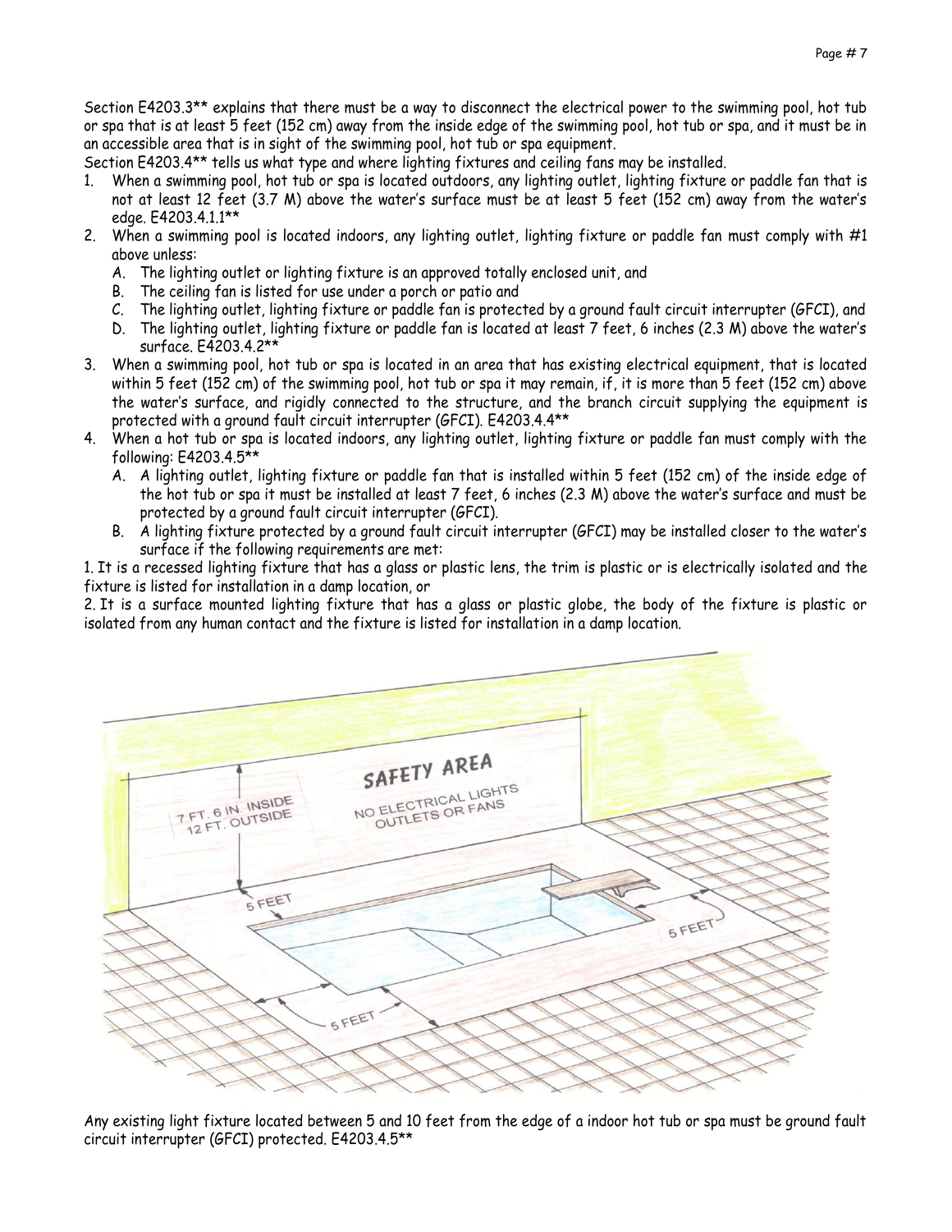Section E4203.3** explains that there must be a way to disconnect the electrical power to the swimming pool, hot tub or spa that is at least 5 feet (152 cm) away from the inside edge of the swimming pool, hot tub or spa, and it must be in an accessible area that is in sight of the swimming pool, hot tub or spa equipment.

Section E4203.4** tells us what type and where lighting fixtures and ceiling fans may be installed.

1. When a swimming pool, hot tub or spa is located outdoors, any lighting outlet, lighting fixture or paddle fan that is not at least 12 feet (3.7 M) above the water's surface must be at least 5 feet (152 cm) away from the water's edge. E4203.4.1.1**
2. When a swimming pool is located indoors, any lighting outlet, lighting fixture or paddle fan must comply with #1 above unless:
   A. The lighting outlet or lighting fixture is an approved totally enclosed unit, and
   B. The ceiling fan is listed for use under a porch or patio and
   C. The lighting outlet, lighting fixture or paddle fan is protected by a ground fault circuit interrupter (GFCI), and
   D. The lighting outlet, lighting fixture or paddle fan is located at least 7 feet, 6 inches (2.3 M) above the water's surface. E4203.4.2**
3. When a swimming pool, hot tub or spa is located in an area that has existing electrical equipment, that is located within 5 feet (152 cm) of the swimming pool, hot tub or spa it may remain, if, it is more than 5 feet (152 cm) above the water's surface, and rigidly connected to the structure, and the branch circuit supplying the equipment is protected with a ground fault circuit interrupter (GFCI). E4203.4.4**
4. When a hot tub or spa is located indoors, any lighting outlet, lighting fixture or paddle fan must comply with the following: E4203.4.5**
   A. A lighting outlet, lighting fixture or paddle fan that is installed within 5 feet (152 cm) of the inside edge of the hot tub or spa it must be installed at least 7 feet, 6 inches (2.3 M) above the water's surface and must be protected by a ground fault circuit interrupter (GFCI).
   B. A lighting fixture protected by a ground fault circuit interrupter (GFCI) may be installed closer to the water's surface if the following requirements are met:

1. It is a recessed lighting fixture that has a glass or plastic lens, the trim is plastic or is electrically isolated and the fixture is listed for installation in a damp location, or

2. It is a surface mounted lighting fixture that has a glass or plastic globe, the body of the fixture is plastic or isolated from any human contact and the fixture is listed for installation in a damp location.

SAFETY AREA

NO ELECTRICAL LIGHTS OUTLETS OR FANS

7 FT. 6 IN. INSIDE
12 FT. OUTSIDE

5 FEET

5 FEET

5 FEET

Any existing light fixture located between 5 and 10 feet from the edge of a indoor hot tub or spa must be ground fault circuit interrupter (GFCI) protected. E4203.4.5**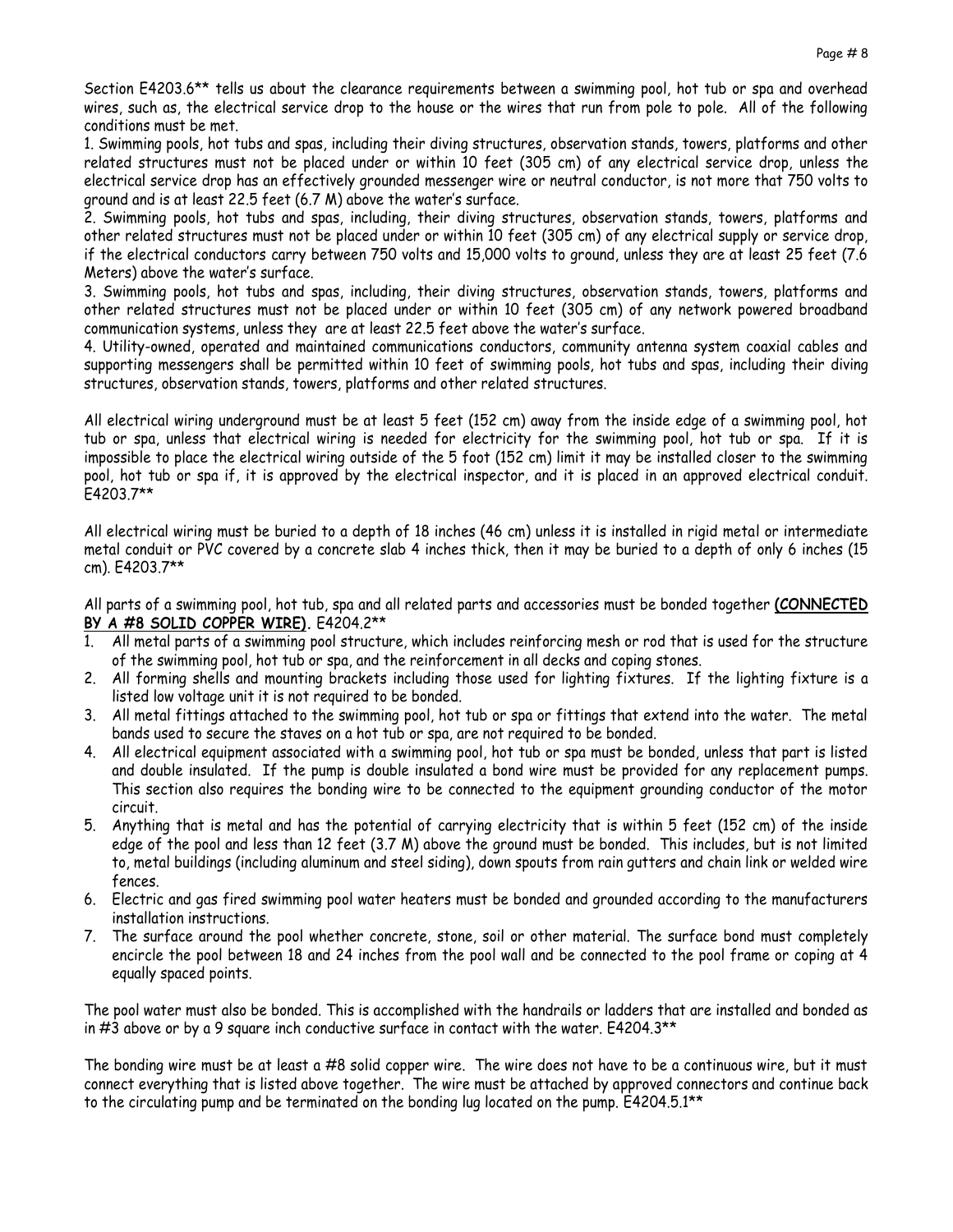Section E4203.6** tells us about the clearance requirements between a swimming pool, hot tub or spa and overhead wires, such as, the electrical service drop to the house or the wires that run from pole to pole. All of the following conditions must be met.

1. Swimming pools, hot tubs and spas, including their diving structures, observation stands, towers, platforms and other related structures must not be placed under or within 10 feet (305 cm) of any electrical service drop, unless the electrical service drop has an effectively grounded messenger wire or neutral conductor, is not more that 750 volts to ground and is at least 22.5 feet (6.7 M) above the water's surface.
2. Swimming pools, hot tubs and spas, including, their diving structures, observation stands, towers, platforms and other related structures must not be placed under or within 10 feet (305 cm) of any electrical supply or service drop, if the electrical conductors carry between 750 volts and 15,000 volts to ground, unless they are at least 25 feet (7.6 Meters) above the water's surface.
3. Swimming pools, hot tubs and spas, including, their diving structures, observation stands, towers, platforms and other related structures must not be placed under or within 10 feet (305 cm) of any network powered broadband communication systems, unless they are at least 22.5 feet above the water's surface.
4. Utility-owned, operated and maintained communications conductors, community antenna system coaxial cables and supporting messengers shall be permitted within 10 feet of swimming pools, hot tubs and spas, including their diving structures, observation stands, towers, platforms and other related structures.

All electrical wiring underground must be at least 5 feet (152 cm) away from the inside edge of a swimming pool, hot tub or spa, unless that electrical wiring is needed for electricity for the swimming pool, hot tub or spa. If it is impossible to place the electrical wiring outside of the 5 foot (152 cm) limit it may be installed closer to the swimming pool, hot tub or spa if, it is approved by the electrical inspector, and it is placed in an approved electrical conduit. E4203.7**

All electrical wiring must be buried to a depth of 18 inches (46 cm) unless it is installed in rigid metal or intermediate metal conduit or PVC covered by a concrete slab 4 inches thick, then it may be buried to a depth of only 6 inches (15 cm). E4203.7**

All parts of a swimming pool, hot tub, spa and all related parts and accessories must be bonded together **(CONNECTED BY A #8 SOLID COPPER WIRE).** E4204.2**

1. All metal parts of a swimming pool structure, which includes reinforcing mesh or rod that is used for the structure of the swimming pool, hot tub or spa, and the reinforcement in all decks and coping stones.
2. All forming shells and mounting brackets including those used for lighting fixtures. If the lighting fixture is a listed low voltage unit it is not required to be bonded.
3. All metal fittings attached to the swimming pool, hot tub or spa or fittings that extend into the water. The metal bands used to secure the staves on a hot tub or spa, are not required to be bonded.
4. All electrical equipment associated with a swimming pool, hot tub or spa must be bonded, unless that part is listed and double insulated. If the pump is double insulated a bond wire must be provided for any replacement pumps. This section also requires the bonding wire to be connected to the equipment grounding conductor of the motor circuit.
5. Anything that is metal and has the potential of carrying electricity that is within 5 feet (152 cm) of the inside edge of the pool and less than 12 feet (3.7 M) above the ground must be bonded. This includes, but is not limited to, metal buildings (including aluminum and steel siding), down spouts from rain gutters and chain link or welded wire fences.
6. Electric and gas fired swimming pool water heaters must be bonded and grounded according to the manufacturers installation instructions.
7. The surface around the pool whether concrete, stone, soil or other material. The surface bond must completely encircle the pool between 18 and 24 inches from the pool wall and be connected to the pool frame or coping at 4 equally spaced points.

The pool water must also be bonded. This is accomplished with the handrails or ladders that are installed and bonded as in #3 above or by a 9 square inch conductive surface in contact with the water. E4204.3**

The bonding wire must be at least a #8 solid copper wire. The wire does not have to be a continuous wire, but it must connect everything that is listed above together. The wire must be attached by approved connectors and continue back to the circulating pump and be terminated on the bonding lug located on the pump. E4204.5.1**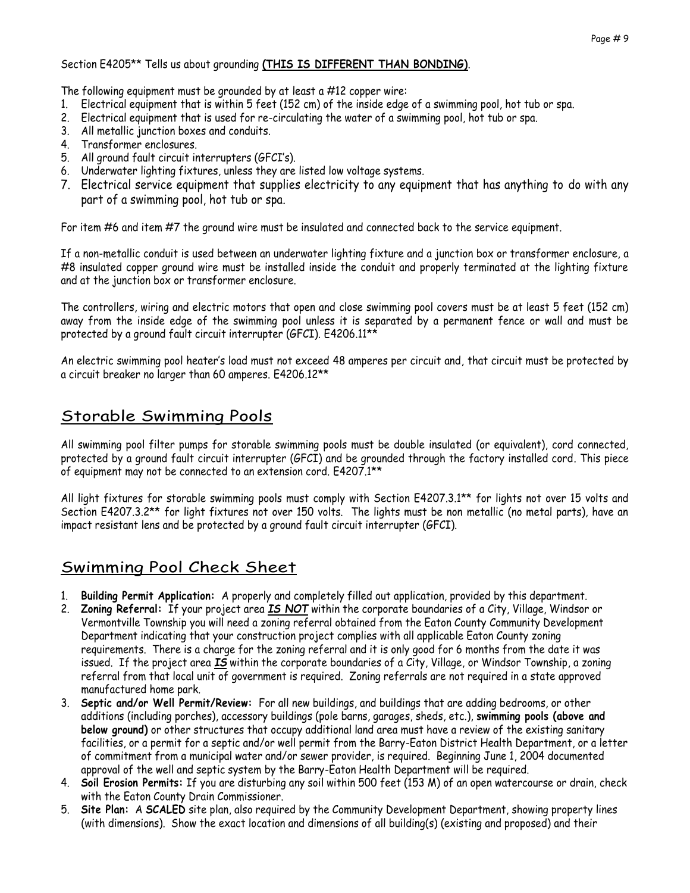Section E4205** Tells us about grounding **<u>(THIS IS DIFFERENT THAN BONDING)</u>**.

The following equipment must be grounded by at least a #12 copper wire:

1. Electrical equipment that is within 5 feet (152 cm) of the inside edge of a swimming pool, hot tub or spa.
2. Electrical equipment that is used for re-circulating the water of a swimming pool, hot tub or spa.
3. All metallic junction boxes and conduits.
4. Transformer enclosures.
5. All ground fault circuit interrupters (GFCI's).
6. Underwater lighting fixtures, unless they are listed low voltage systems.
7. Electrical service equipment that supplies electricity to any equipment that has anything to do with any part of a swimming pool, hot tub or spa.

For item #6 and item #7 the ground wire must be insulated and connected back to the service equipment.

If a non-metallic conduit is used between an underwater lighting fixture and a junction box or transformer enclosure, a #8 insulated copper ground wire must be installed inside the conduit and properly terminated at the lighting fixture and at the junction box or transformer enclosure.

The controllers, wiring and electric motors that open and close swimming pool covers must be at least 5 feet (152 cm) away from the inside edge of the swimming pool unless it is separated by a permanent fence or wall and must be protected by a ground fault circuit interrupter (GFCI). E4206.11**

An electric swimming pool heater's load must not exceed 48 amperes per circuit and, that circuit must be protected by a circuit breaker no larger than 60 amperes. E4206.12**

## Storable Swimming Pools

All swimming pool filter pumps for storable swimming pools must be double insulated (or equivalent), cord connected, protected by a ground fault circuit interrupter (GFCI) and be grounded through the factory installed cord. This piece of equipment may not be connected to an extension cord. E4207.1**

All light fixtures for storable swimming pools must comply with Section E4207.3.1** for lights not over 15 volts and Section E4207.3.2** for light fixtures not over 150 volts. The lights must be non metallic (no metal parts), have an impact resistant lens and be protected by a ground fault circuit interrupter (GFCI).

## Swimming Pool Check Sheet

1. **Building Permit Application:** A properly and completely filled out application, provided by this department.
2. **Zoning Referral:** If your project area ***<u>IS NOT</u>*** within the corporate boundaries of a City, Village, Windsor or Vermontville Township you will need a zoning referral obtained from the Eaton County Community Development Department indicating that your construction project complies with all applicable Eaton County zoning requirements. There is a charge for the zoning referral and it is only good for 6 months from the date it was issued. If the project area ***<u>IS</u>*** within the corporate boundaries of a City, Village, or Windsor Township, a zoning referral from that local unit of government is required. Zoning referrals are not required in a state approved manufactured home park.
3. **Septic and/or Well Permit/Review:** For all new buildings, and buildings that are adding bedrooms, or other additions (including porches), accessory buildings (pole barns, garages, sheds, etc.), **swimming pools (above and below ground)** or other structures that occupy additional land area must have a review of the existing sanitary facilities, or a permit for a septic and/or well permit from the Barry-Eaton District Health Department, or a letter of commitment from a municipal water and/or sewer provider, is required. Beginning June 1, 2004 documented approval of the well and septic system by the Barry-Eaton Health Department will be required.
4. **Soil Erosion Permits:** If you are disturbing any soil within 500 feet (153 M) of an open watercourse or drain, check with the Eaton County Drain Commissioner.
5. **Site Plan:** A **SCALED** site plan, also required by the Community Development Department, showing property lines (with dimensions). Show the exact location and dimensions of all building(s) (existing and proposed) and their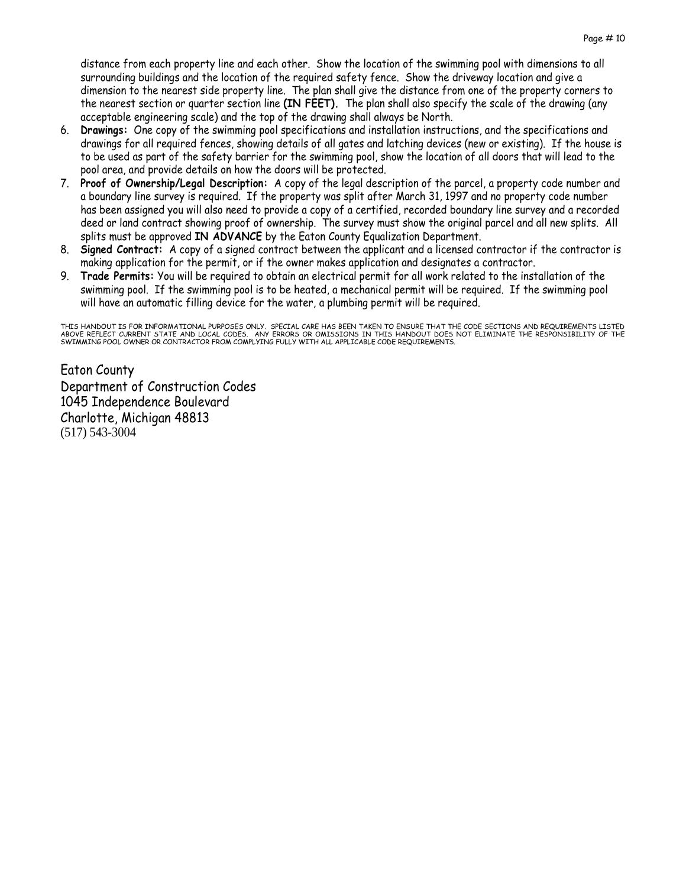distance from each property line and each other. Show the location of the swimming pool with dimensions to all surrounding buildings and the location of the required safety fence. Show the driveway location and give a dimension to the nearest side property line. The plan shall give the distance from one of the property corners to the nearest section or quarter section line **(IN FEET).** The plan shall also specify the scale of the drawing (any acceptable engineering scale) and the top of the drawing shall always be North.

6. **Drawings:** One copy of the swimming pool specifications and installation instructions, and the specifications and drawings for all required fences, showing details of all gates and latching devices (new or existing). If the house is to be used as part of the safety barrier for the swimming pool, show the location of all doors that will lead to the pool area, and provide details on how the doors will be protected.
7. **Proof of Ownership/Legal Description:** A copy of the legal description of the parcel, a property code number and a boundary line survey is required. If the property was split after March 31, 1997 and no property code number has been assigned you will also need to provide a copy of a certified, recorded boundary line survey and a recorded deed or land contract showing proof of ownership. The survey must show the original parcel and all new splits. All splits must be approved **IN ADVANCE** by the Eaton County Equalization Department.
8. **Signed Contract:** A copy of a signed contract between the applicant and a licensed contractor if the contractor is making application for the permit, or if the owner makes application and designates a contractor.
9. **Trade Permits:** You will be required to obtain an electrical permit for all work related to the installation of the swimming pool. If the swimming pool is to be heated, a mechanical permit will be required. If the swimming pool will have an automatic filling device for the water, a plumbing permit will be required.

THIS HANDOUT IS FOR INFORMATIONAL PURPOSES ONLY. SPECIAL CARE HAS BEEN TAKEN TO ENSURE THAT THE CODE SECTIONS AND REQUIREMENTS LISTED ABOVE REFLECT CURRENT STATE AND LOCAL CODES. ANY ERRORS OR OMISSIONS IN THIS HANDOUT DOES NOT ELIMINATE THE RESPONSIBILITY OF THE SWIMMING POOL OWNER OR CONTRACTOR FROM COMPLYING FULLY WITH ALL APPLICABLE CODE REQUIREMENTS.

Eaton County
Department of Construction Codes
1045 Independence Boulevard
Charlotte, Michigan 48813
(517) 543-3004